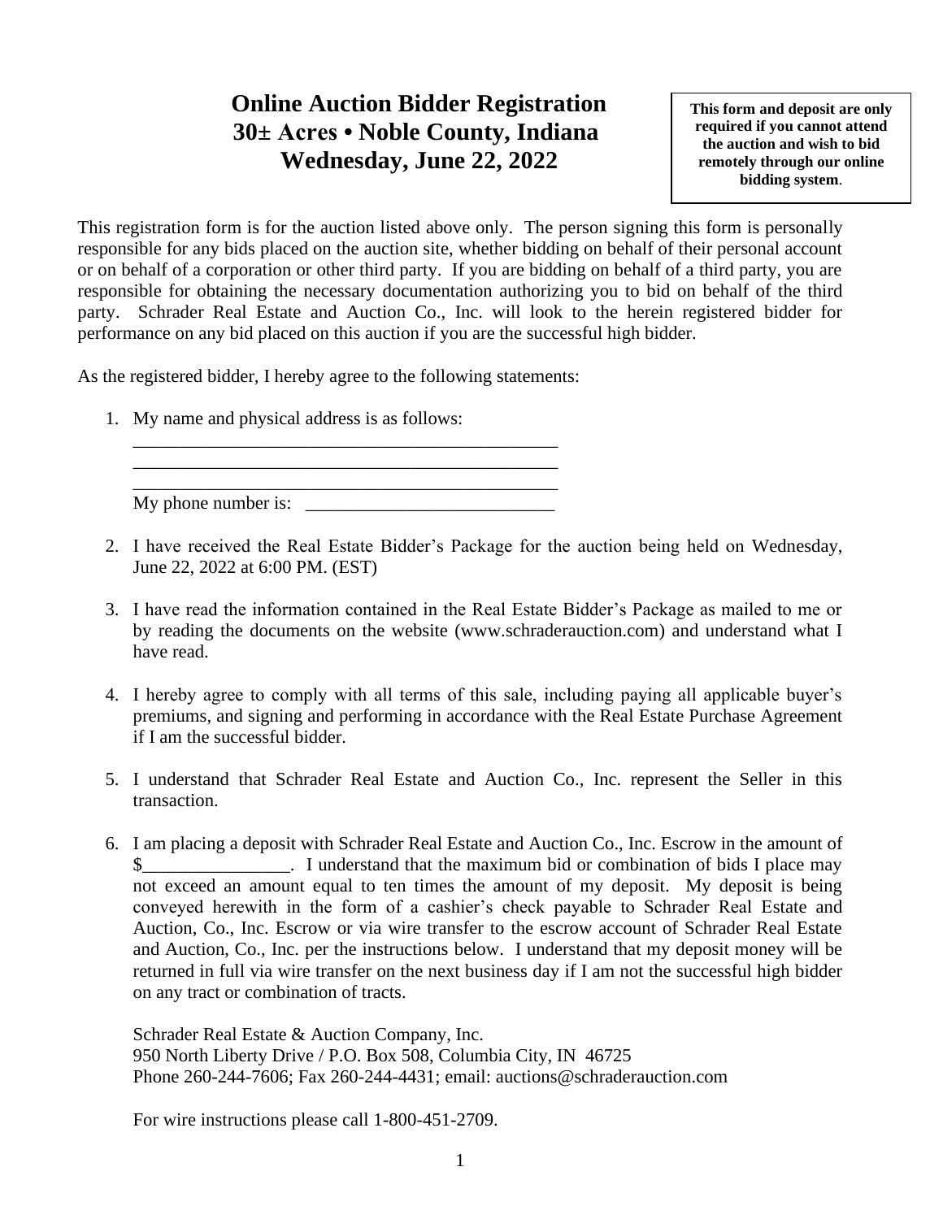# Online Auction Bidder Registration
# 30± Acres • Noble County, Indiana
# Wednesday, June 22, 2022

**This form and deposit are only required if you cannot attend the auction and wish to bid remotely through our online bidding system.**

This registration form is for the auction listed above only. The person signing this form is personally responsible for any bids placed on the auction site, whether bidding on behalf of their personal account or on behalf of a corporation or other third party. If you are bidding on behalf of a third party, you are responsible for obtaining the necessary documentation authorizing you to bid on behalf of the third party. Schrader Real Estate and Auction Co., Inc. will look to the herein registered bidder for performance on any bid placed on this auction if you are the successful high bidder.

As the registered bidder, I hereby agree to the following statements:

1. My name and physical address is as follows:
   ________________________________________________
   ________________________________________________
   ________________________________________________
   My phone number is: ___________________________

2. I have received the Real Estate Bidder's Package for the auction being held on Wednesday, June 22, 2022 at 6:00 PM. (EST)

3. I have read the information contained in the Real Estate Bidder's Package as mailed to me or by reading the documents on the website (www.schraderauction.com) and understand what I have read.

4. I hereby agree to comply with all terms of this sale, including paying all applicable buyer's premiums, and signing and performing in accordance with the Real Estate Purchase Agreement if I am the successful bidder.

5. I understand that Schrader Real Estate and Auction Co., Inc. represent the Seller in this transaction.

6. I am placing a deposit with Schrader Real Estate and Auction Co., Inc. Escrow in the amount of $________________. I understand that the maximum bid or combination of bids I place may not exceed an amount equal to ten times the amount of my deposit. My deposit is being conveyed herewith in the form of a cashier's check payable to Schrader Real Estate and Auction, Co., Inc. Escrow or via wire transfer to the escrow account of Schrader Real Estate and Auction, Co., Inc. per the instructions below. I understand that my deposit money will be returned in full via wire transfer on the next business day if I am not the successful high bidder on any tract or combination of tracts.

   Schrader Real Estate & Auction Company, Inc.
   950 North Liberty Drive / P.O. Box 508, Columbia City, IN 46725
   Phone 260-244-7606; Fax 260-244-4431; email: auctions@schraderauction.com

   For wire instructions please call 1-800-451-2709.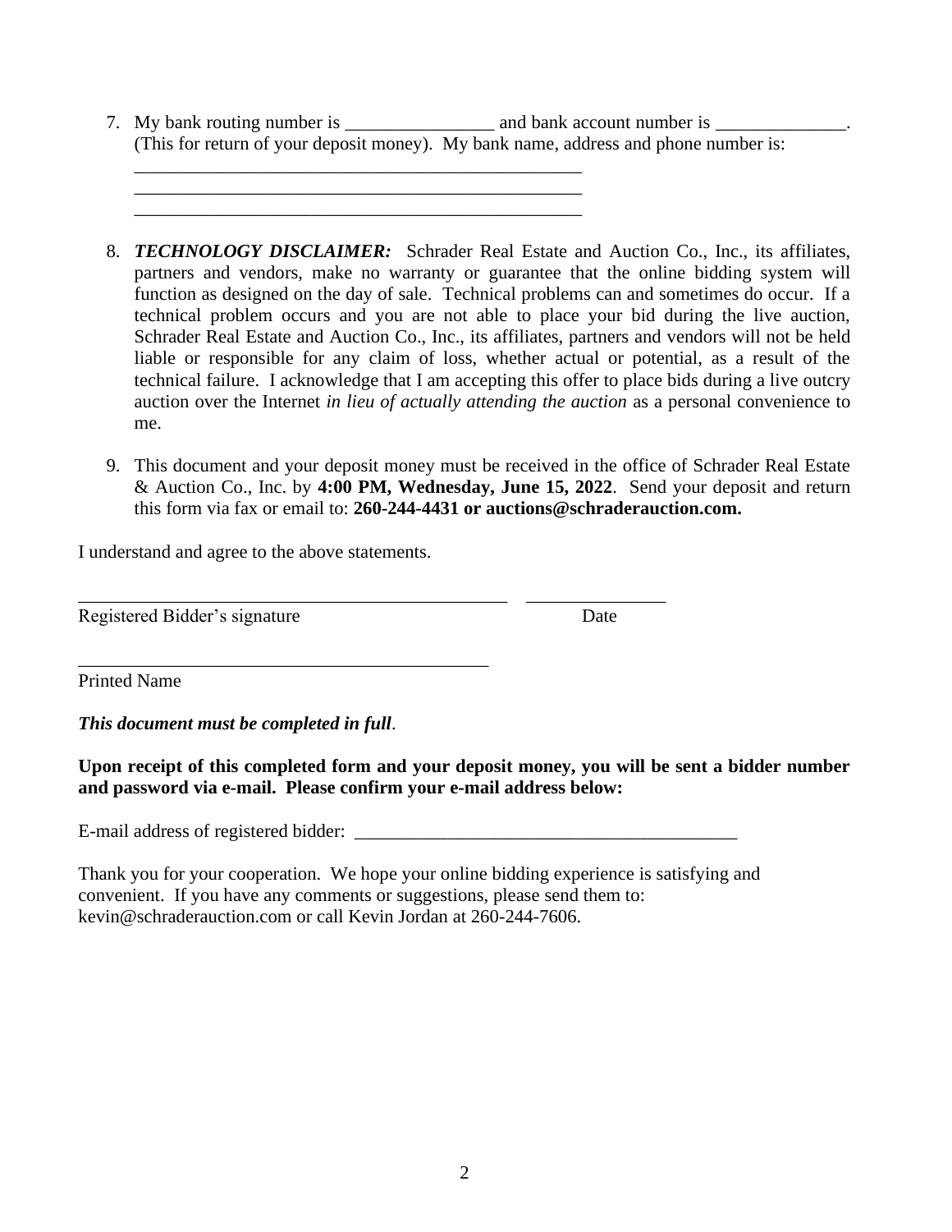7. My bank routing number is ________________ and bank account number is ______________. (This for return of your deposit money). My bank name, address and phone number is:

   __________________________________________________
   __________________________________________________
   __________________________________________________

8. ***TECHNOLOGY DISCLAIMER:*** Schrader Real Estate and Auction Co., Inc., its affiliates, partners and vendors, make no warranty or guarantee that the online bidding system will function as designed on the day of sale. Technical problems can and sometimes do occur. If a technical problem occurs and you are not able to place your bid during the live auction, Schrader Real Estate and Auction Co., Inc., its affiliates, partners and vendors will not be held liable or responsible for any claim of loss, whether actual or potential, as a result of the technical failure. I acknowledge that I am accepting this offer to place bids during a live outcry auction over the Internet *in lieu of actually attending the auction* as a personal convenience to me.

9. This document and your deposit money must be received in the office of Schrader Real Estate & Auction Co., Inc. by **4:00 PM, Wednesday, June 15, 2022**. Send your deposit and return this form via fax or email to: **260-244-4431 or auctions@schraderauction.com.**

I understand and agree to the above statements.

________________________________________________ _______________
Registered Bidder's signature Date

_____________________________________________
Printed Name

***This document must be completed in full***.

**Upon receipt of this completed form and your deposit money, you will be sent a bidder number and password via e-mail. Please confirm your e-mail address below:**

E-mail address of registered bidder: __________________________________________

Thank you for your cooperation. We hope your online bidding experience is satisfying and convenient. If you have any comments or suggestions, please send them to: kevin@schraderauction.com or call Kevin Jordan at 260-244-7606.